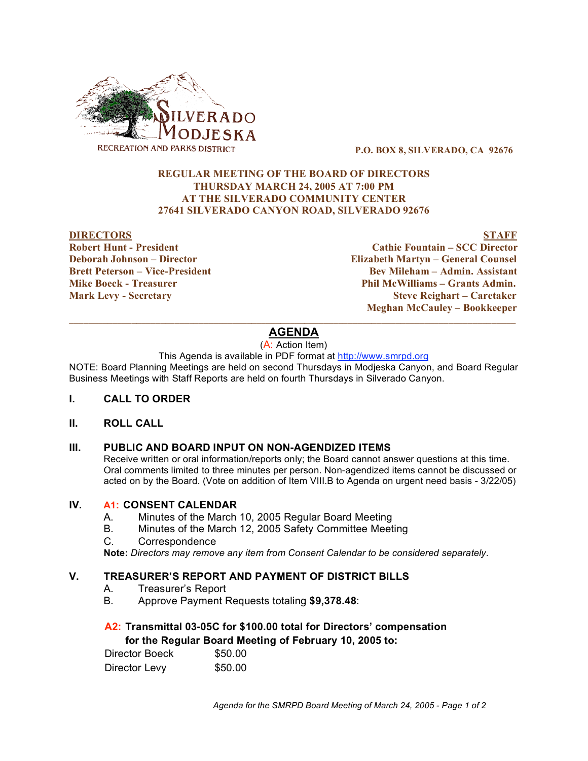SILVERADO MODJESKA
RECREATION AND PARKS DISTRICT

**P.O. BOX 8, SILVERADO, CA 92676**

**REGULAR MEETING OF THE BOARD OF DIRECTORS**
**THURSDAY MARCH 24, 2005 AT 7:00 PM**
**AT THE SILVERADO COMMUNITY CENTER**
**27641 SILVERADO CANYON ROAD, SILVERADO 92676**

| DIRECTORS | STAFF |
|---|---|
| Robert Hunt - President | Cathie Fountain – SCC Director |
| Deborah Johnson – Director | Elizabeth Martyn – General Counsel |
| Brett Peterson – Vice-President | Bev Mileham – Admin. Assistant |
| Mike Boeck - Treasurer | Phil McWilliams – Grants Admin. |
| Mark Levy - Secretary | Steve Reighart – Caretaker |
| | Meghan McCauley – Bookkeeper |

## AGENDA

(A: Action Item)

This Agenda is available in PDF format at http://www.smrpd.org

NOTE: Board Planning Meetings are held on second Thursdays in Modjeska Canyon, and Board Regular Business Meetings with Staff Reports are held on fourth Thursdays in Silverado Canyon.

### I. CALL TO ORDER

### II. ROLL CALL

### III. PUBLIC AND BOARD INPUT ON NON-AGENDIZED ITEMS

Receive written or oral information/reports only; the Board cannot answer questions at this time. Oral comments limited to three minutes per person. Non-agendized items cannot be discussed or acted on by the Board. (Vote on addition of Item VIII.B to Agenda on urgent need basis - 3/22/05)

### IV. A1: CONSENT CALENDAR

A. Minutes of the March 10, 2005 Regular Board Meeting
B. Minutes of the March 12, 2005 Safety Committee Meeting
C. Correspondence

**Note:** *Directors may remove any item from Consent Calendar to be considered separately.*

### V. TREASURER'S REPORT AND PAYMENT OF DISTRICT BILLS

A. Treasurer's Report
B. Approve Payment Requests totaling **$9,378.48**:

**A2: Transmittal 03-05C for $100.00 total for Directors' compensation for the Regular Board Meeting of February 10, 2005 to:**

| | |
|---|---|
| Director Boeck | $50.00 |
| Director Levy | $50.00 |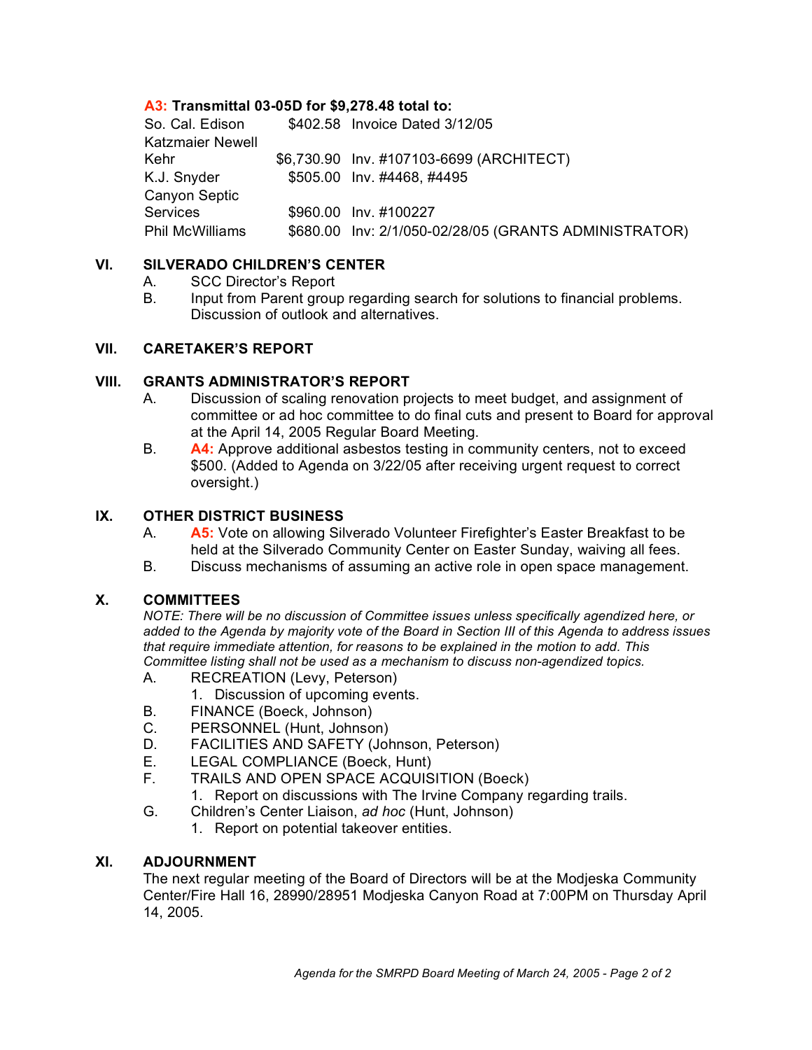**A3: Transmittal 03-05D for $9,278.48 total to:**

| | | |
|---|---|---|
| So. Cal. Edison | $402.58 | Invoice Dated 3/12/05 |
| Katzmaier Newell Kehr | $6,730.90 | Inv. #107103-6699 (ARCHITECT) |
| K.J. Snyder | $505.00 | Inv. #4468, #4495 |
| Canyon Septic Services | $960.00 | Inv. #100227 |
| Phil McWilliams | $680.00 | Inv: 2/1/050-02/28/05 (GRANTS ADMINISTRATOR) |

## VI. SILVERADO CHILDREN'S CENTER

A. SCC Director's Report

B. Input from Parent group regarding search for solutions to financial problems. Discussion of outlook and alternatives.

## VII. CARETAKER'S REPORT

## VIII. GRANTS ADMINISTRATOR'S REPORT

A. Discussion of scaling renovation projects to meet budget, and assignment of committee or ad hoc committee to do final cuts and present to Board for approval at the April 14, 2005 Regular Board Meeting.

B. **A4:** Approve additional asbestos testing in community centers, not to exceed $500. (Added to Agenda on 3/22/05 after receiving urgent request to correct oversight.)

## IX. OTHER DISTRICT BUSINESS

A. **A5:** Vote on allowing Silverado Volunteer Firefighter's Easter Breakfast to be held at the Silverado Community Center on Easter Sunday, waiving all fees.

B. Discuss mechanisms of assuming an active role in open space management.

## X. COMMITTEES

*NOTE: There will be no discussion of Committee issues unless specifically agendized here, or added to the Agenda by majority vote of the Board in Section III of this Agenda to address issues that require immediate attention, for reasons to be explained in the motion to add. This Committee listing shall not be used as a mechanism to discuss non-agendized topics.*

A. RECREATION (Levy, Peterson)
   1. Discussion of upcoming events.

B. FINANCE (Boeck, Johnson)

C. PERSONNEL (Hunt, Johnson)

D. FACILITIES AND SAFETY (Johnson, Peterson)

E. LEGAL COMPLIANCE (Boeck, Hunt)

F. TRAILS AND OPEN SPACE ACQUISITION (Boeck)
   1. Report on discussions with The Irvine Company regarding trails.

G. Children's Center Liaison, *ad hoc* (Hunt, Johnson)
   1. Report on potential takeover entities.

## XI. ADJOURNMENT

The next regular meeting of the Board of Directors will be at the Modjeska Community Center/Fire Hall 16, 28990/28951 Modjeska Canyon Road at 7:00PM on Thursday April 14, 2005.